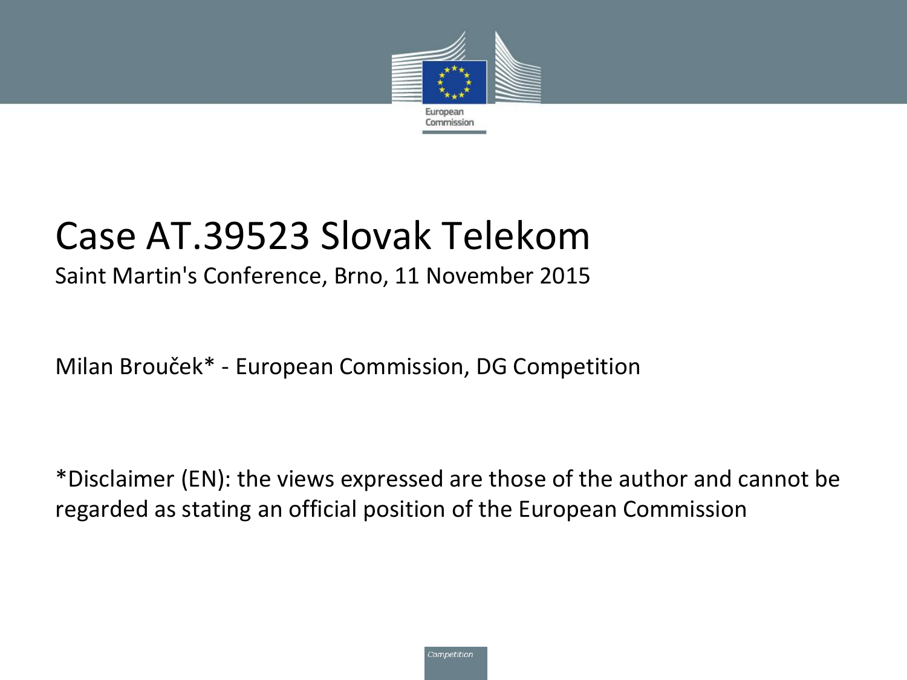# Case AT.39523 Slovak Telekom

Saint Martin's Conference, Brno, 11 November 2015

Milan Brouček* - European Commission, DG Competition

*Disclaimer (EN): the views expressed are those of the author and cannot be regarded as stating an official position of the European Commission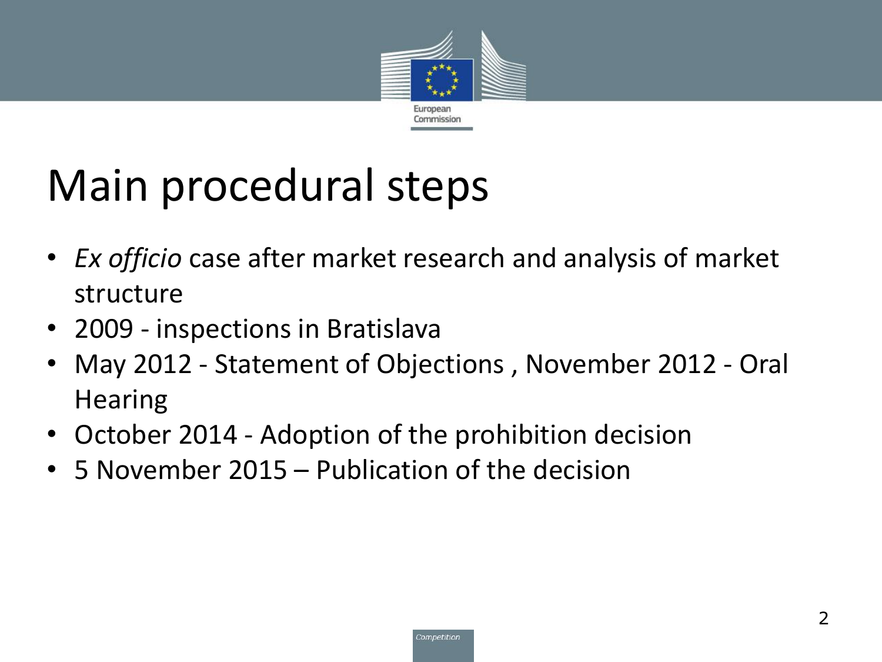# Main procedural steps

- *Ex officio* case after market research and analysis of market structure
- 2009 - inspections in Bratislava
- May 2012 - Statement of Objections , November 2012 - Oral Hearing
- October 2014 - Adoption of the prohibition decision
- 5 November 2015 – Publication of the decision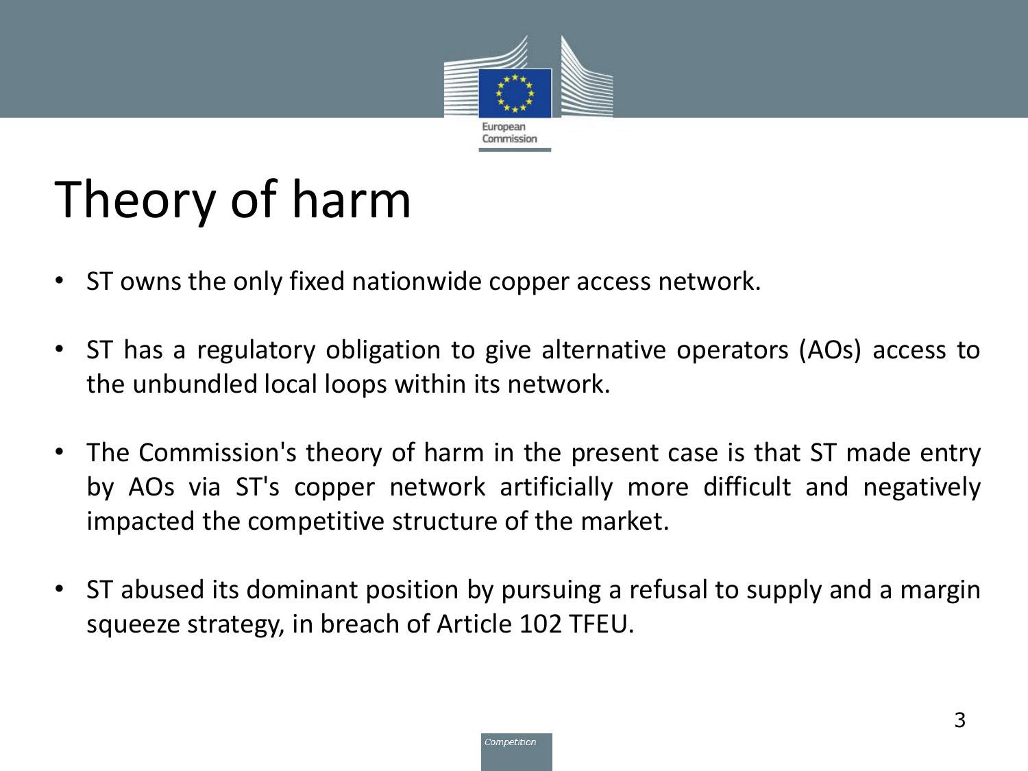# Theory of harm

- ST owns the only fixed nationwide copper access network.
- ST has a regulatory obligation to give alternative operators (AOs) access to the unbundled local loops within its network.
- The Commission's theory of harm in the present case is that ST made entry by AOs via ST's copper network artificially more difficult and negatively impacted the competitive structure of the market.
- ST abused its dominant position by pursuing a refusal to supply and a margin squeeze strategy, in breach of Article 102 TFEU.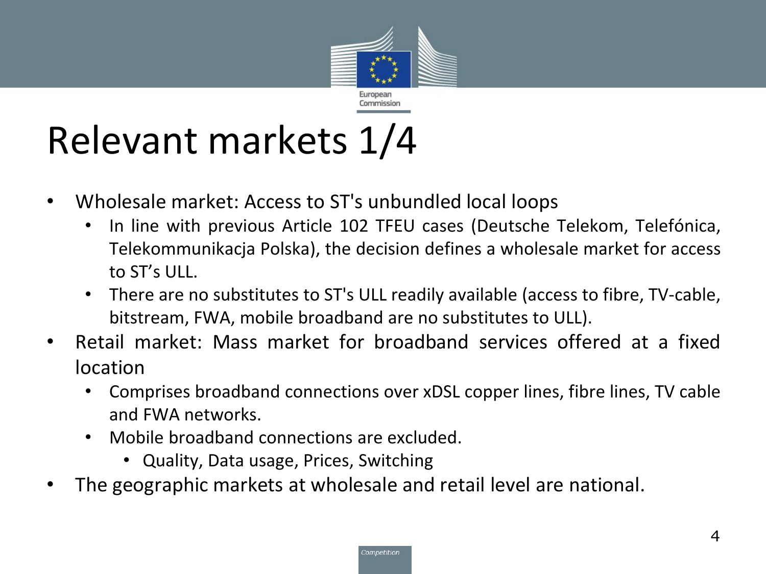# Relevant markets 1/4

- Wholesale market: Access to ST's unbundled local loops
  - In line with previous Article 102 TFEU cases (Deutsche Telekom, Telefónica, Telekommunikacja Polska), the decision defines a wholesale market for access to ST's ULL.
  - There are no substitutes to ST's ULL readily available (access to fibre, TV-cable, bitstream, FWA, mobile broadband are no substitutes to ULL).
- Retail market: Mass market for broadband services offered at a fixed location
  - Comprises broadband connections over xDSL copper lines, fibre lines, TV cable and FWA networks.
  - Mobile broadband connections are excluded.
    - Quality, Data usage, Prices, Switching
- The geographic markets at wholesale and retail level are national.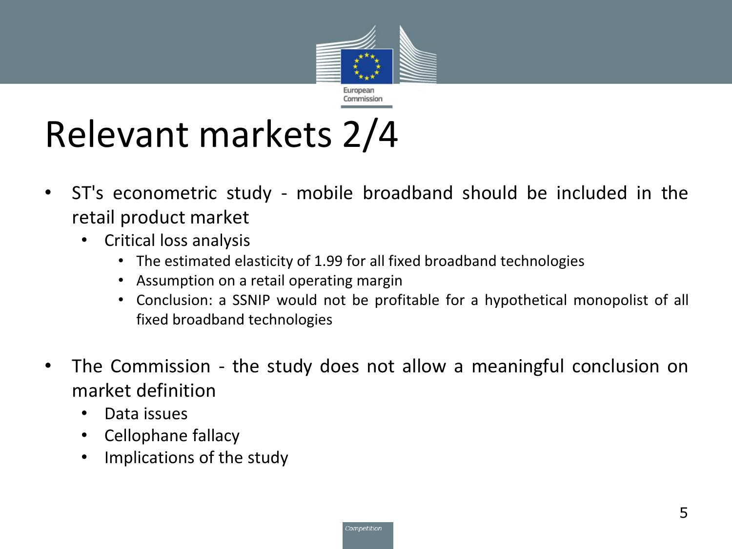# Relevant markets 2/4

- ST's econometric study - mobile broadband should be included in the retail product market
  - Critical loss analysis
    - The estimated elasticity of 1.99 for all fixed broadband technologies
    - Assumption on a retail operating margin
    - Conclusion: a SSNIP would not be profitable for a hypothetical monopolist of all fixed broadband technologies

- The Commission - the study does not allow a meaningful conclusion on market definition
  - Data issues
  - Cellophane fallacy
  - Implications of the study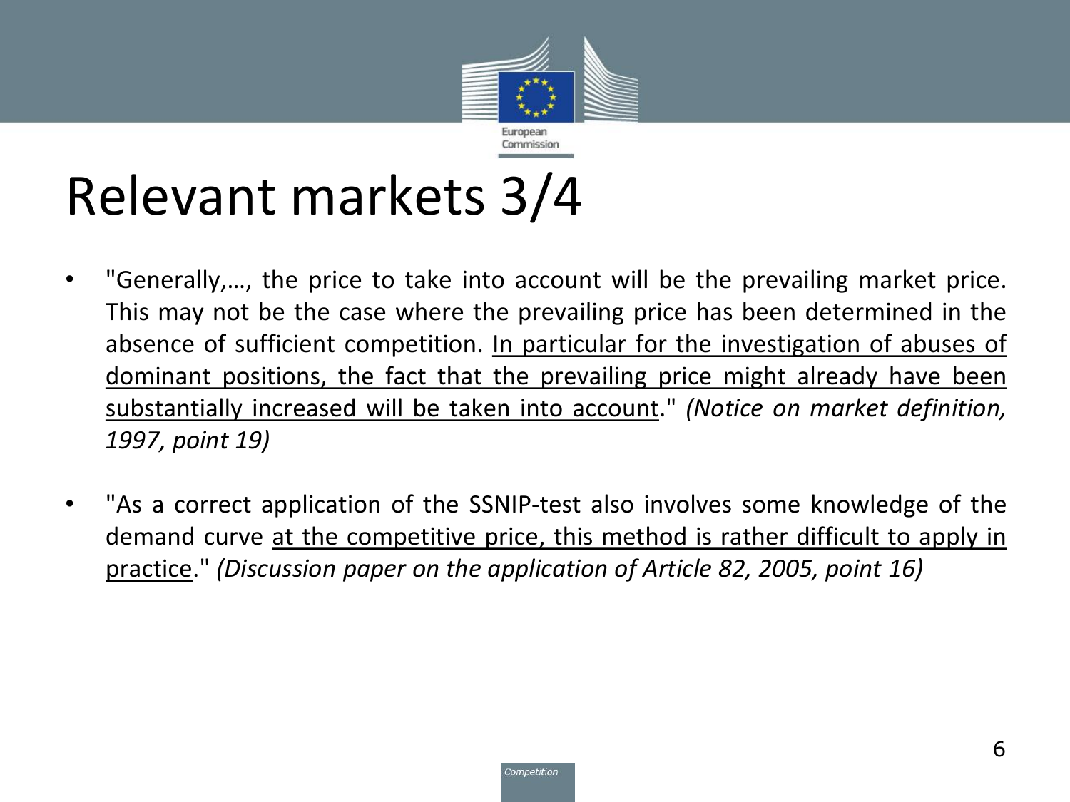# Relevant markets 3/4

- "Generally,..., the price to take into account will be the prevailing market price. This may not be the case where the prevailing price has been determined in the absence of sufficient competition. <u>In particular for the investigation of abuses of dominant positions, the fact that the prevailing price might already have been substantially increased will be taken into account</u>." *(Notice on market definition, 1997, point 19)*

- "As a correct application of the SSNIP-test also involves some knowledge of the demand curve <u>at the competitive price, this method is rather difficult to apply in practice</u>." *(Discussion paper on the application of Article 82, 2005, point 16)*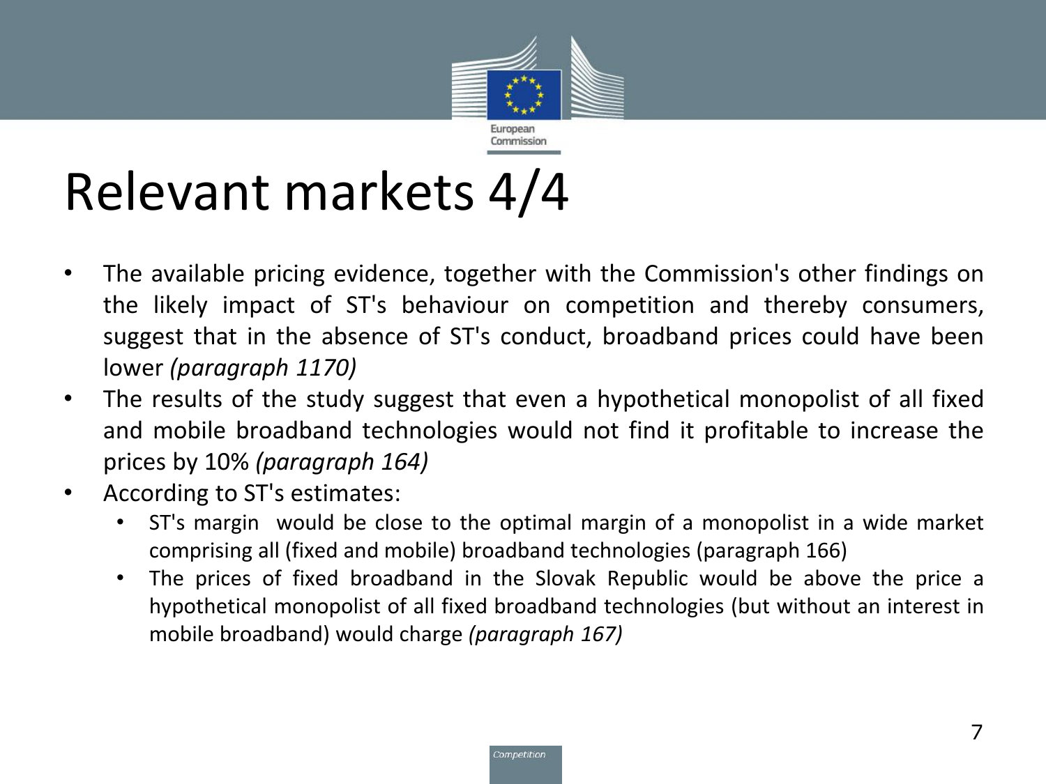# Relevant markets 4/4

- The available pricing evidence, together with the Commission's other findings on the likely impact of ST's behaviour on competition and thereby consumers, suggest that in the absence of ST's conduct, broadband prices could have been lower *(paragraph 1170)*
- The results of the study suggest that even a hypothetical monopolist of all fixed and mobile broadband technologies would not find it profitable to increase the prices by 10% *(paragraph 164)*
- According to ST's estimates:
  - ST's margin would be close to the optimal margin of a monopolist in a wide market comprising all (fixed and mobile) broadband technologies (paragraph 166)
  - The prices of fixed broadband in the Slovak Republic would be above the price a hypothetical monopolist of all fixed broadband technologies (but without an interest in mobile broadband) would charge *(paragraph 167)*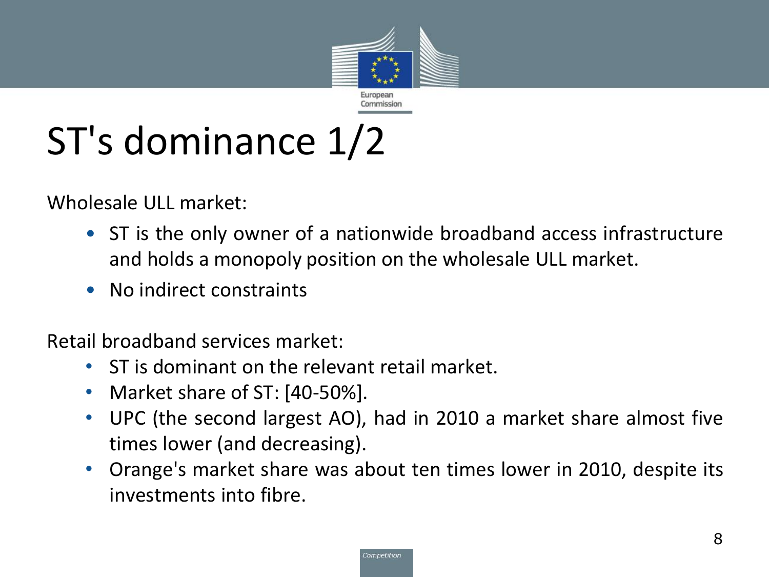# ST's dominance 1/2

Wholesale ULL market:

- ST is the only owner of a nationwide broadband access infrastructure and holds a monopoly position on the wholesale ULL market.
- No indirect constraints

Retail broadband services market:

- ST is dominant on the relevant retail market.
- Market share of ST: [40-50%].
- UPC (the second largest AO), had in 2010 a market share almost five times lower (and decreasing).
- Orange's market share was about ten times lower in 2010, despite its investments into fibre.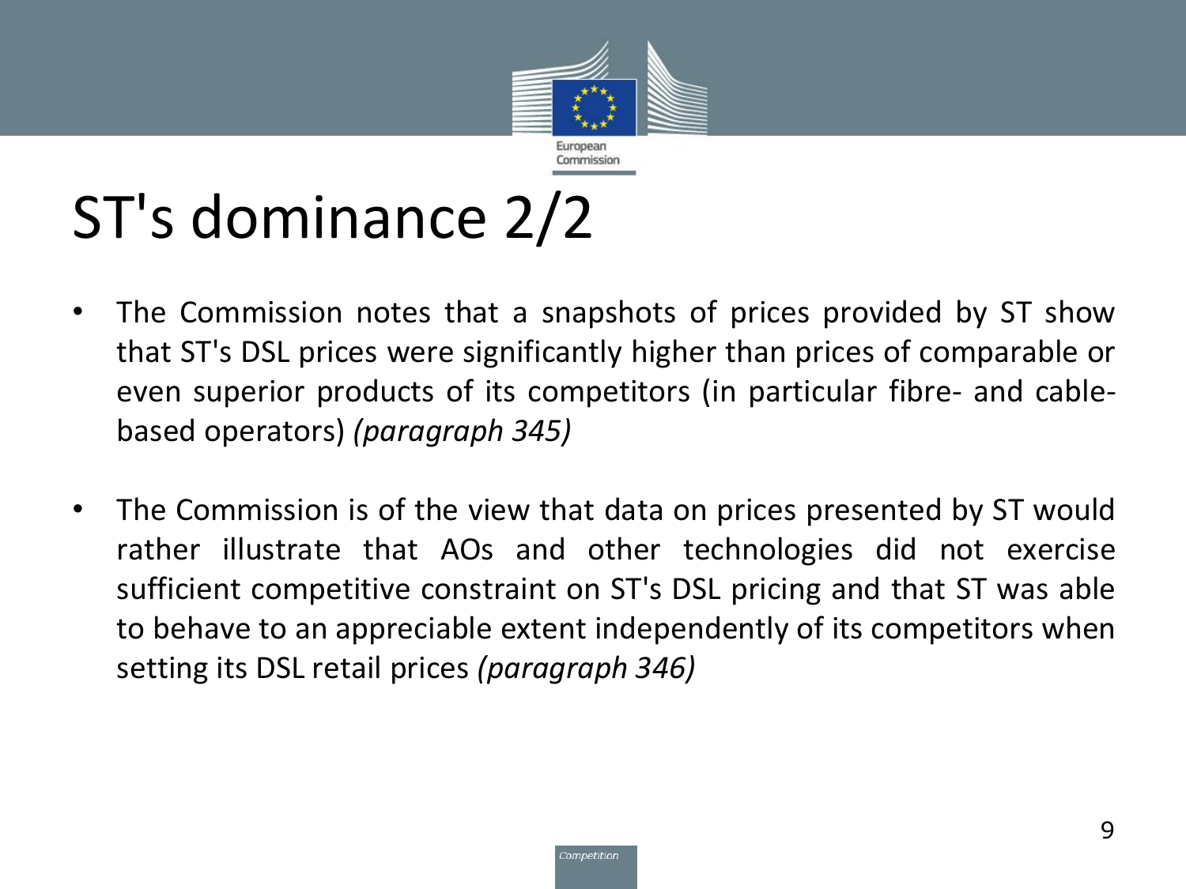# ST's dominance 2/2

- The Commission notes that a snapshots of prices provided by ST show that ST's DSL prices were significantly higher than prices of comparable or even superior products of its competitors (in particular fibre- and cable-based operators) *(paragraph 345)*

- The Commission is of the view that data on prices presented by ST would rather illustrate that AOs and other technologies did not exercise sufficient competitive constraint on ST's DSL pricing and that ST was able to behave to an appreciable extent independently of its competitors when setting its DSL retail prices *(paragraph 346)*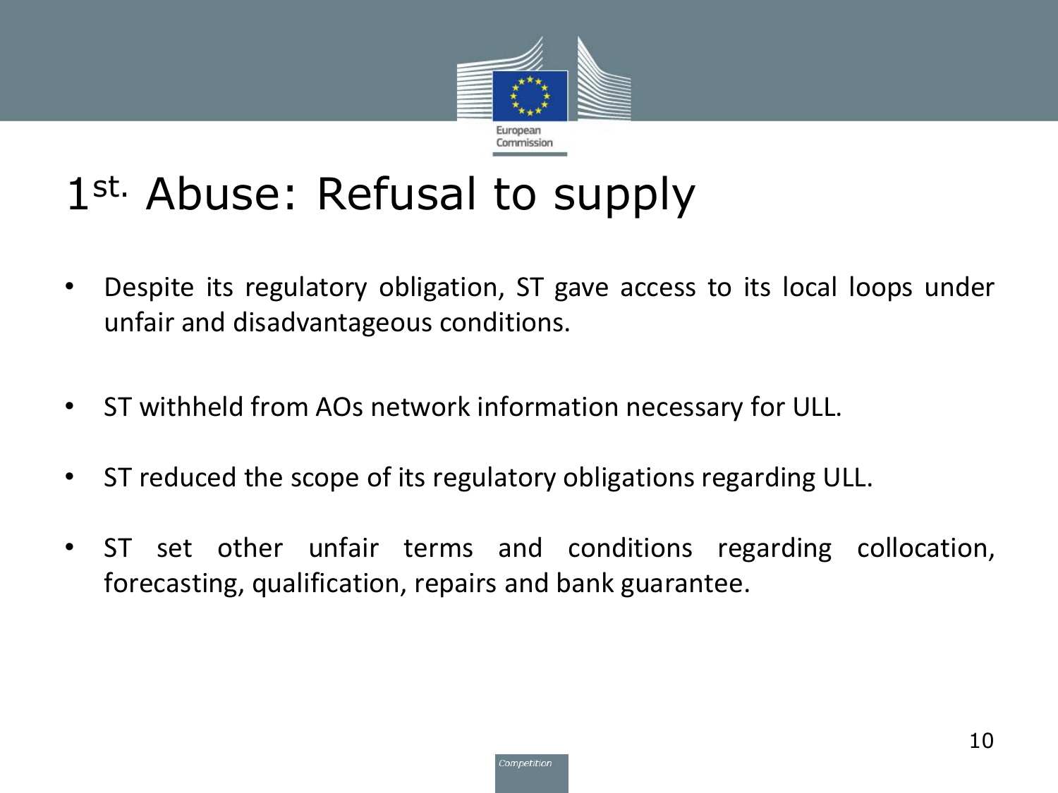# 1st. Abuse: Refusal to supply

- Despite its regulatory obligation, ST gave access to its local loops under unfair and disadvantageous conditions.
- ST withheld from AOs network information necessary for ULL.
- ST reduced the scope of its regulatory obligations regarding ULL.
- ST set other unfair terms and conditions regarding collocation, forecasting, qualification, repairs and bank guarantee.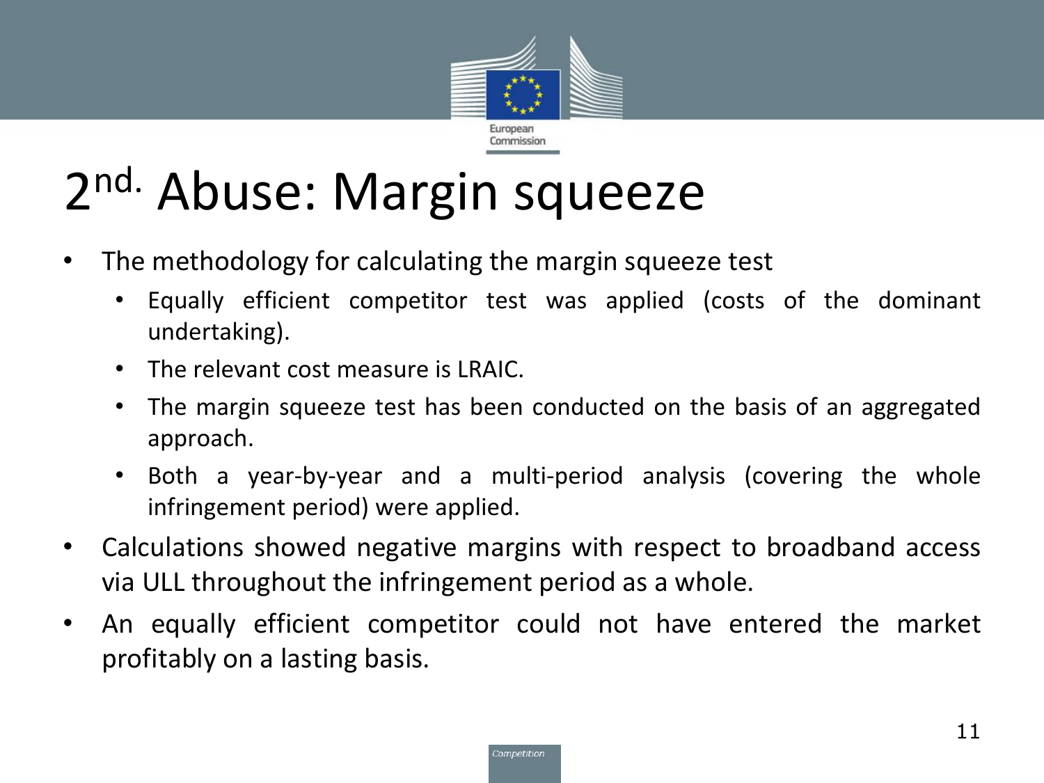# 2nd. Abuse: Margin squeeze

- The methodology for calculating the margin squeeze test
  - Equally efficient competitor test was applied (costs of the dominant undertaking).
  - The relevant cost measure is LRAIC.
  - The margin squeeze test has been conducted on the basis of an aggregated approach.
  - Both a year-by-year and a multi-period analysis (covering the whole infringement period) were applied.
- Calculations showed negative margins with respect to broadband access via ULL throughout the infringement period as a whole.
- An equally efficient competitor could not have entered the market profitably on a lasting basis.